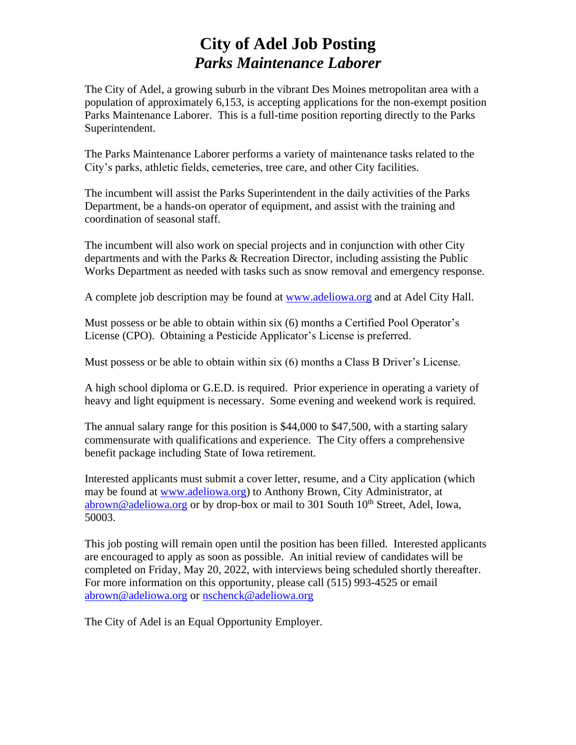# City of Adel Job Posting
## *Parks Maintenance Laborer*

The City of Adel, a growing suburb in the vibrant Des Moines metropolitan area with a population of approximately 6,153, is accepting applications for the non-exempt position Parks Maintenance Laborer. This is a full-time position reporting directly to the Parks Superintendent.

The Parks Maintenance Laborer performs a variety of maintenance tasks related to the City's parks, athletic fields, cemeteries, tree care, and other City facilities.

The incumbent will assist the Parks Superintendent in the daily activities of the Parks Department, be a hands-on operator of equipment, and assist with the training and coordination of seasonal staff.

The incumbent will also work on special projects and in conjunction with other City departments and with the Parks & Recreation Director, including assisting the Public Works Department as needed with tasks such as snow removal and emergency response.

A complete job description may be found at www.adeliowa.org and at Adel City Hall.

Must possess or be able to obtain within six (6) months a Certified Pool Operator's License (CPO). Obtaining a Pesticide Applicator's License is preferred.

Must possess or be able to obtain within six (6) months a Class B Driver's License.

A high school diploma or G.E.D. is required. Prior experience in operating a variety of heavy and light equipment is necessary. Some evening and weekend work is required.

The annual salary range for this position is $44,000 to $47,500, with a starting salary commensurate with qualifications and experience. The City offers a comprehensive benefit package including State of Iowa retirement.

Interested applicants must submit a cover letter, resume, and a City application (which may be found at www.adeliowa.org) to Anthony Brown, City Administrator, at abrown@adeliowa.org or by drop-box or mail to 301 South 10th Street, Adel, Iowa, 50003.

This job posting will remain open until the position has been filled. Interested applicants are encouraged to apply as soon as possible. An initial review of candidates will be completed on Friday, May 20, 2022, with interviews being scheduled shortly thereafter. For more information on this opportunity, please call (515) 993-4525 or email abrown@adeliowa.org or nschenck@adeliowa.org

The City of Adel is an Equal Opportunity Employer.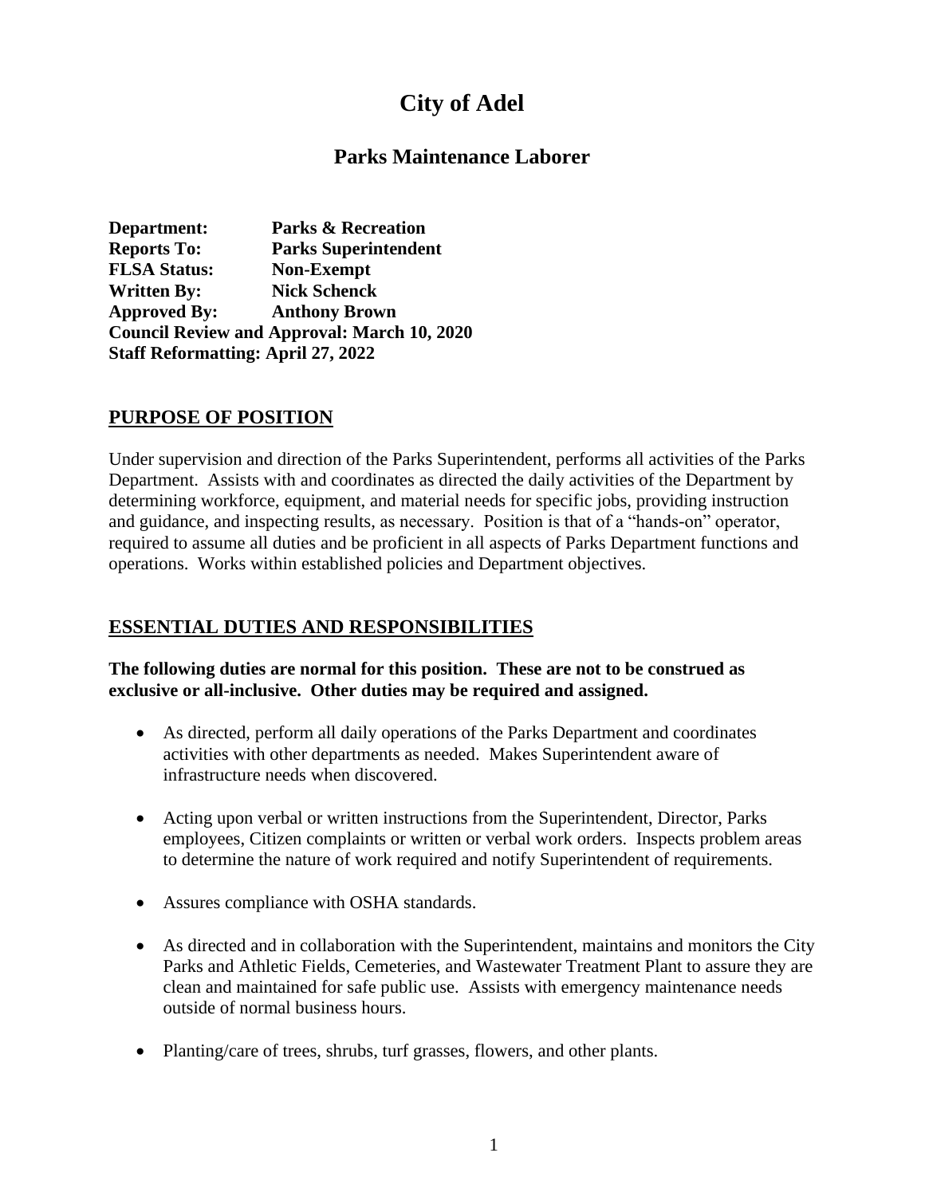# City of Adel

## Parks Maintenance Laborer

**Department:** **Parks & Recreation**
**Reports To:** **Parks Superintendent**
**FLSA Status:** **Non-Exempt**
**Written By:** **Nick Schenck**
**Approved By:** **Anthony Brown**
**Council Review and Approval: March 10, 2020**
**Staff Reformatting: April 27, 2022**

## PURPOSE OF POSITION

Under supervision and direction of the Parks Superintendent, performs all activities of the Parks Department. Assists with and coordinates as directed the daily activities of the Department by determining workforce, equipment, and material needs for specific jobs, providing instruction and guidance, and inspecting results, as necessary. Position is that of a "hands-on" operator, required to assume all duties and be proficient in all aspects of Parks Department functions and operations. Works within established policies and Department objectives.

## ESSENTIAL DUTIES AND RESPONSIBILITIES

**The following duties are normal for this position. These are not to be construed as exclusive or all-inclusive. Other duties may be required and assigned.**

- As directed, perform all daily operations of the Parks Department and coordinates activities with other departments as needed. Makes Superintendent aware of infrastructure needs when discovered.
- Acting upon verbal or written instructions from the Superintendent, Director, Parks employees, Citizen complaints or written or verbal work orders. Inspects problem areas to determine the nature of work required and notify Superintendent of requirements.
- Assures compliance with OSHA standards.
- As directed and in collaboration with the Superintendent, maintains and monitors the City Parks and Athletic Fields, Cemeteries, and Wastewater Treatment Plant to assure they are clean and maintained for safe public use. Assists with emergency maintenance needs outside of normal business hours.
- Planting/care of trees, shrubs, turf grasses, flowers, and other plants.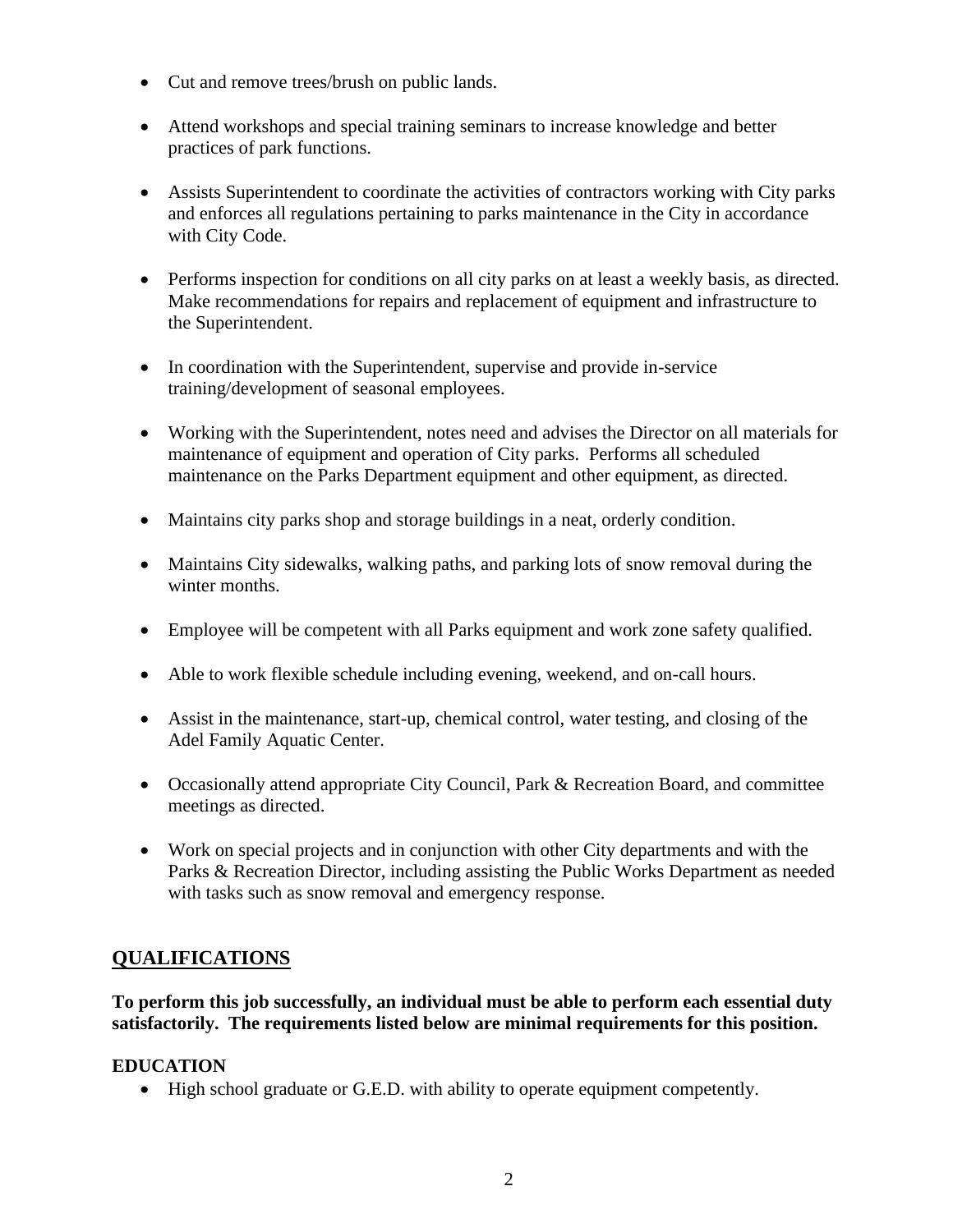- Cut and remove trees/brush on public lands.
- Attend workshops and special training seminars to increase knowledge and better practices of park functions.
- Assists Superintendent to coordinate the activities of contractors working with City parks and enforces all regulations pertaining to parks maintenance in the City in accordance with City Code.
- Performs inspection for conditions on all city parks on at least a weekly basis, as directed. Make recommendations for repairs and replacement of equipment and infrastructure to the Superintendent.
- In coordination with the Superintendent, supervise and provide in-service training/development of seasonal employees.
- Working with the Superintendent, notes need and advises the Director on all materials for maintenance of equipment and operation of City parks. Performs all scheduled maintenance on the Parks Department equipment and other equipment, as directed.
- Maintains city parks shop and storage buildings in a neat, orderly condition.
- Maintains City sidewalks, walking paths, and parking lots of snow removal during the winter months.
- Employee will be competent with all Parks equipment and work zone safety qualified.
- Able to work flexible schedule including evening, weekend, and on-call hours.
- Assist in the maintenance, start-up, chemical control, water testing, and closing of the Adel Family Aquatic Center.
- Occasionally attend appropriate City Council, Park & Recreation Board, and committee meetings as directed.
- Work on special projects and in conjunction with other City departments and with the Parks & Recreation Director, including assisting the Public Works Department as needed with tasks such as snow removal and emergency response.

## QUALIFICATIONS

**To perform this job successfully, an individual must be able to perform each essential duty satisfactorily. The requirements listed below are minimal requirements for this position.**

### EDUCATION

- High school graduate or G.E.D. with ability to operate equipment competently.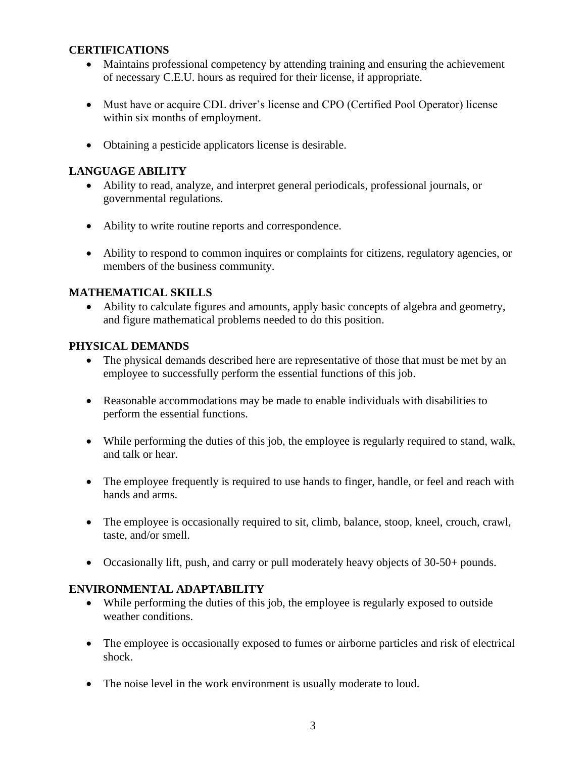### CERTIFICATIONS

- Maintains professional competency by attending training and ensuring the achievement of necessary C.E.U. hours as required for their license, if appropriate.
- Must have or acquire CDL driver's license and CPO (Certified Pool Operator) license within six months of employment.
- Obtaining a pesticide applicators license is desirable.

### LANGUAGE ABILITY

- Ability to read, analyze, and interpret general periodicals, professional journals, or governmental regulations.
- Ability to write routine reports and correspondence.
- Ability to respond to common inquires or complaints for citizens, regulatory agencies, or members of the business community.

### MATHEMATICAL SKILLS

- Ability to calculate figures and amounts, apply basic concepts of algebra and geometry, and figure mathematical problems needed to do this position.

### PHYSICAL DEMANDS

- The physical demands described here are representative of those that must be met by an employee to successfully perform the essential functions of this job.
- Reasonable accommodations may be made to enable individuals with disabilities to perform the essential functions.
- While performing the duties of this job, the employee is regularly required to stand, walk, and talk or hear.
- The employee frequently is required to use hands to finger, handle, or feel and reach with hands and arms.
- The employee is occasionally required to sit, climb, balance, stoop, kneel, crouch, crawl, taste, and/or smell.
- Occasionally lift, push, and carry or pull moderately heavy objects of 30-50+ pounds.

### ENVIRONMENTAL ADAPTABILITY

- While performing the duties of this job, the employee is regularly exposed to outside weather conditions.
- The employee is occasionally exposed to fumes or airborne particles and risk of electrical shock.
- The noise level in the work environment is usually moderate to loud.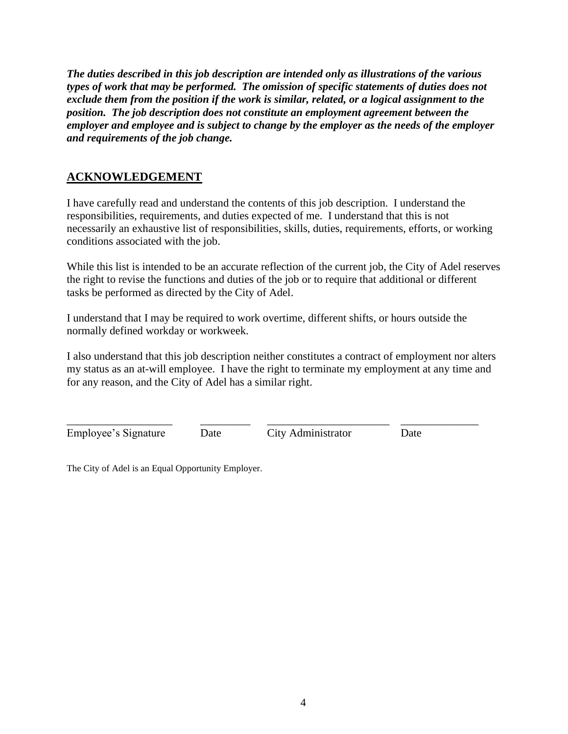***The duties described in this job description are intended only as illustrations of the various types of work that may be performed. The omission of specific statements of duties does not exclude them from the position if the work is similar, related, or a logical assignment to the position. The job description does not constitute an employment agreement between the employer and employee and is subject to change by the employer as the needs of the employer and requirements of the job change.***

## ACKNOWLEDGEMENT

I have carefully read and understand the contents of this job description. I understand the responsibilities, requirements, and duties expected of me. I understand that this is not necessarily an exhaustive list of responsibilities, skills, duties, requirements, efforts, or working conditions associated with the job.

While this list is intended to be an accurate reflection of the current job, the City of Adel reserves the right to revise the functions and duties of the job or to require that additional or different tasks be performed as directed by the City of Adel.

I understand that I may be required to work overtime, different shifts, or hours outside the normally defined workday or workweek.

I also understand that this job description neither constitutes a contract of employment nor alters my status as an at-will employee. I have the right to terminate my employment at any time and for any reason, and the City of Adel has a similar right.

| | | | |
|---|---|---|---|
| ___________________ | _________ | ______________________ | ______________ |
| Employee's Signature | Date | City Administrator | Date |

The City of Adel is an Equal Opportunity Employer.